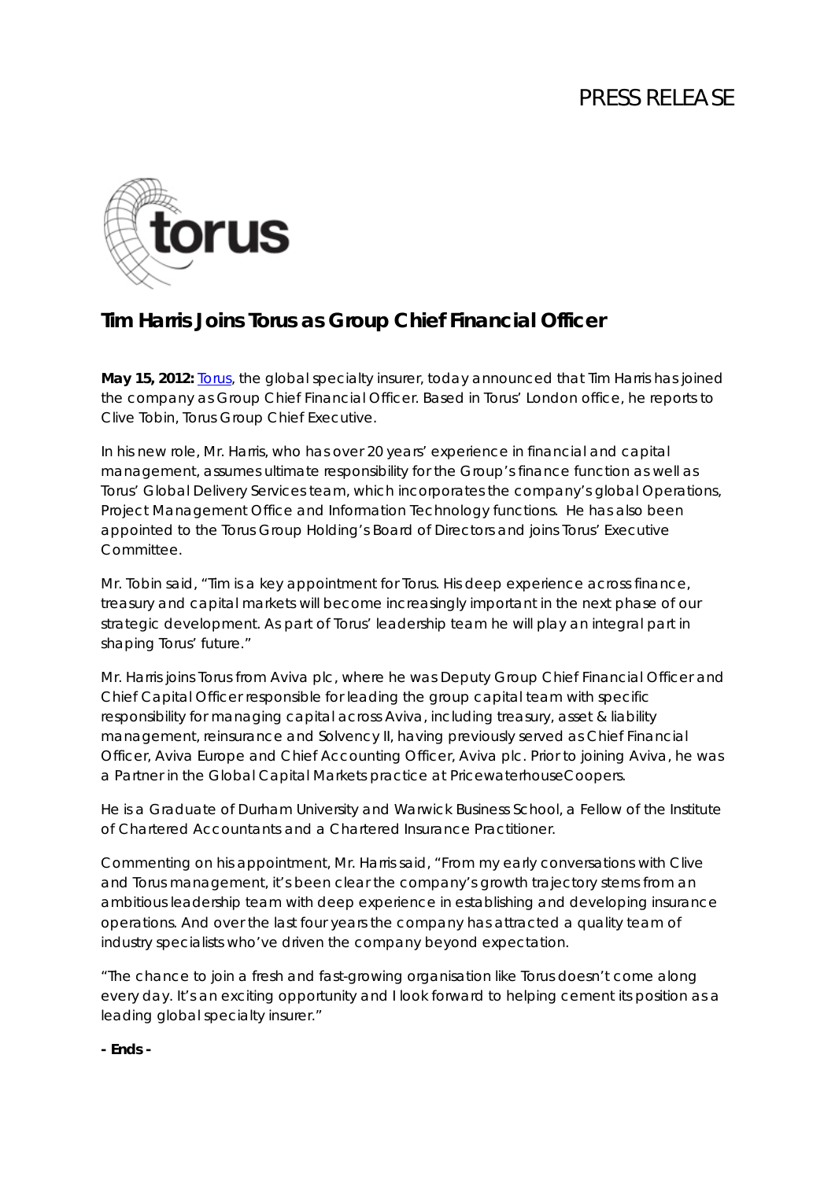PRESS RELEASE

torus

# Tim Harris Joins Torus as Group Chief Financial Officer

**May 15, 2012:** Torus, the global specialty insurer, today announced that Tim Harris has joined the company as Group Chief Financial Officer. Based in Torus' London office, he reports to Clive Tobin, Torus Group Chief Executive.

In his new role, Mr. Harris, who has over 20 years' experience in financial and capital management, assumes ultimate responsibility for the Group's finance function as well as Torus' Global Delivery Services team, which incorporates the company's global Operations, Project Management Office and Information Technology functions. He has also been appointed to the Torus Group Holding's Board of Directors and joins Torus' Executive Committee.

Mr. Tobin said, "Tim is a key appointment for Torus. His deep experience across finance, treasury and capital markets will become increasingly important in the next phase of our strategic development. As part of Torus' leadership team he will play an integral part in shaping Torus' future."

Mr. Harris joins Torus from Aviva plc, where he was Deputy Group Chief Financial Officer and Chief Capital Officer responsible for leading the group capital team with specific responsibility for managing capital across Aviva, including treasury, asset & liability management, reinsurance and Solvency II, having previously served as Chief Financial Officer, Aviva Europe and Chief Accounting Officer, Aviva plc. Prior to joining Aviva, he was a Partner in the Global Capital Markets practice at PricewaterhouseCoopers.

He is a Graduate of Durham University and Warwick Business School, a Fellow of the Institute of Chartered Accountants and a Chartered Insurance Practitioner.

Commenting on his appointment, Mr. Harris said, "From my early conversations with Clive and Torus management, it's been clear the company's growth trajectory stems from an ambitious leadership team with deep experience in establishing and developing insurance operations. And over the last four years the company has attracted a quality team of industry specialists who've driven the company beyond expectation.

"The chance to join a fresh and fast-growing organisation like Torus doesn't come along every day. It's an exciting opportunity and I look forward to helping cement its position as a leading global specialty insurer."

**- Ends -**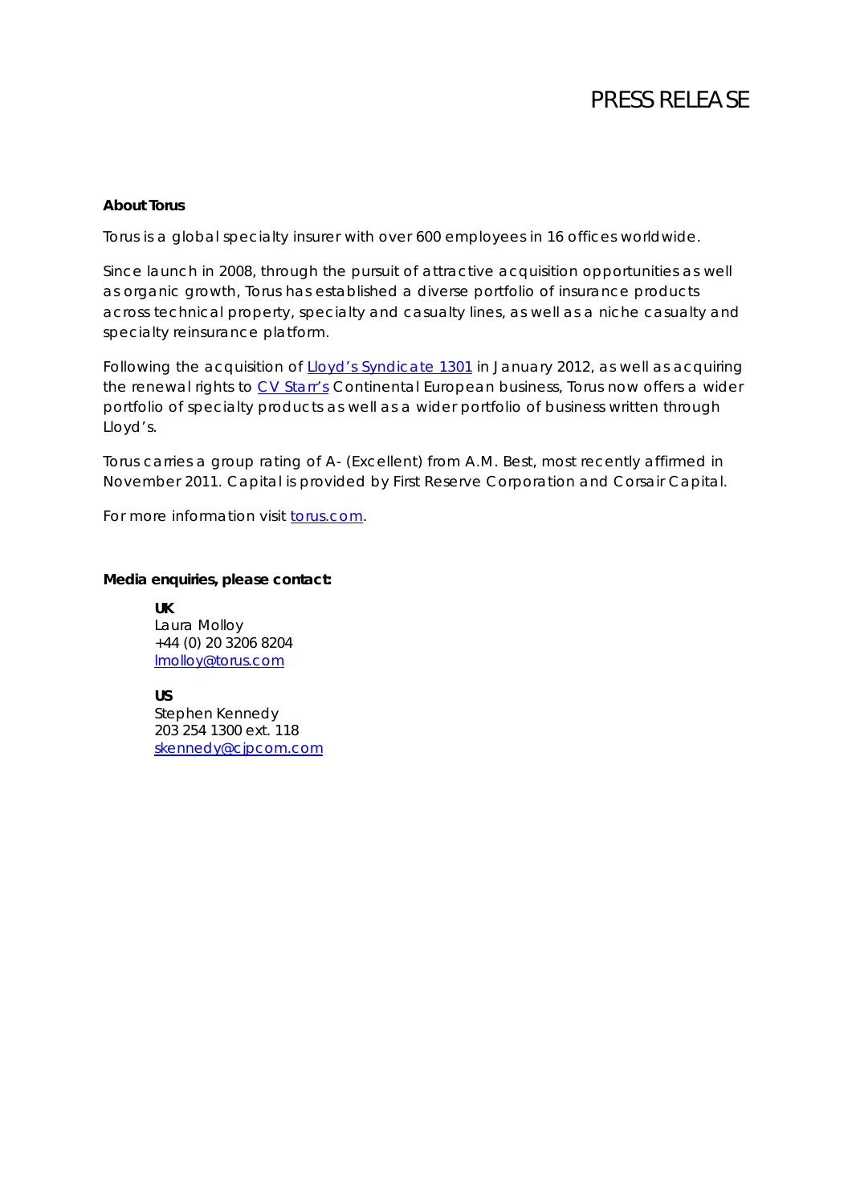# PRESS RELEASE

**About Torus**

Torus is a global specialty insurer with over 600 employees in 16 offices worldwide.

Since launch in 2008, through the pursuit of attractive acquisition opportunities as well as organic growth, Torus has established a diverse portfolio of insurance products across technical property, specialty and casualty lines, as well as a niche casualty and specialty reinsurance platform.

Following the acquisition of [Lloyd's Syndicate 1301](#) in January 2012, as well as acquiring the renewal rights to [CV Starr's](#) Continental European business, Torus now offers a wider portfolio of specialty products as well as a wider portfolio of business written through Lloyd's.

Torus carries a group rating of A- (Excellent) from A.M. Best, most recently affirmed in November 2011. Capital is provided by First Reserve Corporation and Corsair Capital.

For more information visit [torus.com](#).

**Media enquiries, please contact:**

**UK**
Laura Molloy
+44 (0) 20 3206 8204
lmolloy@torus.com

**US**
Stephen Kennedy
203 254 1300 ext. 118
skennedy@cjpcom.com